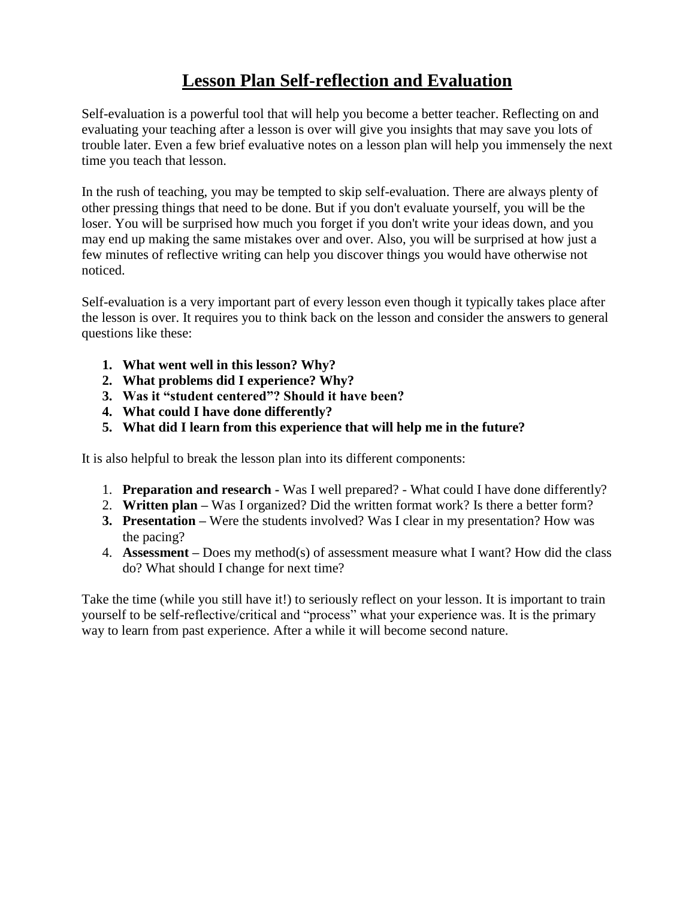# Lesson Plan Self-reflection and Evaluation

Self-evaluation is a powerful tool that will help you become a better teacher. Reflecting on and evaluating your teaching after a lesson is over will give you insights that may save you lots of trouble later. Even a few brief evaluative notes on a lesson plan will help you immensely the next time you teach that lesson.

In the rush of teaching, you may be tempted to skip self-evaluation. There are always plenty of other pressing things that need to be done. But if you don't evaluate yourself, you will be the loser. You will be surprised how much you forget if you don't write your ideas down, and you may end up making the same mistakes over and over. Also, you will be surprised at how just a few minutes of reflective writing can help you discover things you would have otherwise not noticed.

Self-evaluation is a very important part of every lesson even though it typically takes place after the lesson is over. It requires you to think back on the lesson and consider the answers to general questions like these:

1. **What went well in this lesson? Why?**
2. **What problems did I experience? Why?**
3. **Was it "student centered"? Should it have been?**
4. **What could I have done differently?**
5. **What did I learn from this experience that will help me in the future?**

It is also helpful to break the lesson plan into its different components:

1. **Preparation and research -** Was I well prepared? - What could I have done differently?
2. **Written plan –** Was I organized? Did the written format work? Is there a better form?
3. **Presentation –** Were the students involved? Was I clear in my presentation? How was the pacing?
4. **Assessment –** Does my method(s) of assessment measure what I want? How did the class do? What should I change for next time?

Take the time (while you still have it!) to seriously reflect on your lesson. It is important to train yourself to be self-reflective/critical and "process" what your experience was. It is the primary way to learn from past experience. After a while it will become second nature.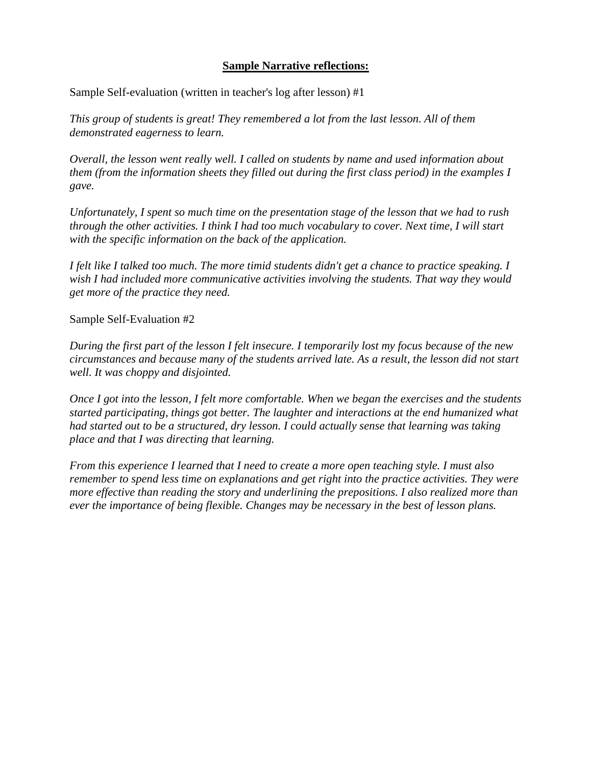**<u>Sample Narrative reflections:</u>**

Sample Self-evaluation (written in teacher's log after lesson) #1

*This group of students is great! They remembered a lot from the last lesson. All of them demonstrated eagerness to learn.*

*Overall, the lesson went really well. I called on students by name and used information about them (from the information sheets they filled out during the first class period) in the examples I gave.*

*Unfortunately, I spent so much time on the presentation stage of the lesson that we had to rush through the other activities. I think I had too much vocabulary to cover. Next time, I will start with the specific information on the back of the application.*

*I felt like I talked too much. The more timid students didn't get a chance to practice speaking. I wish I had included more communicative activities involving the students. That way they would get more of the practice they need.*

Sample Self-Evaluation #2

*During the first part of the lesson I felt insecure. I temporarily lost my focus because of the new circumstances and because many of the students arrived late. As a result, the lesson did not start well. It was choppy and disjointed.*

*Once I got into the lesson, I felt more comfortable. When we began the exercises and the students started participating, things got better. The laughter and interactions at the end humanized what had started out to be a structured, dry lesson. I could actually sense that learning was taking place and that I was directing that learning.*

*From this experience I learned that I need to create a more open teaching style. I must also remember to spend less time on explanations and get right into the practice activities. They were more effective than reading the story and underlining the prepositions. I also realized more than ever the importance of being flexible. Changes may be necessary in the best of lesson plans.*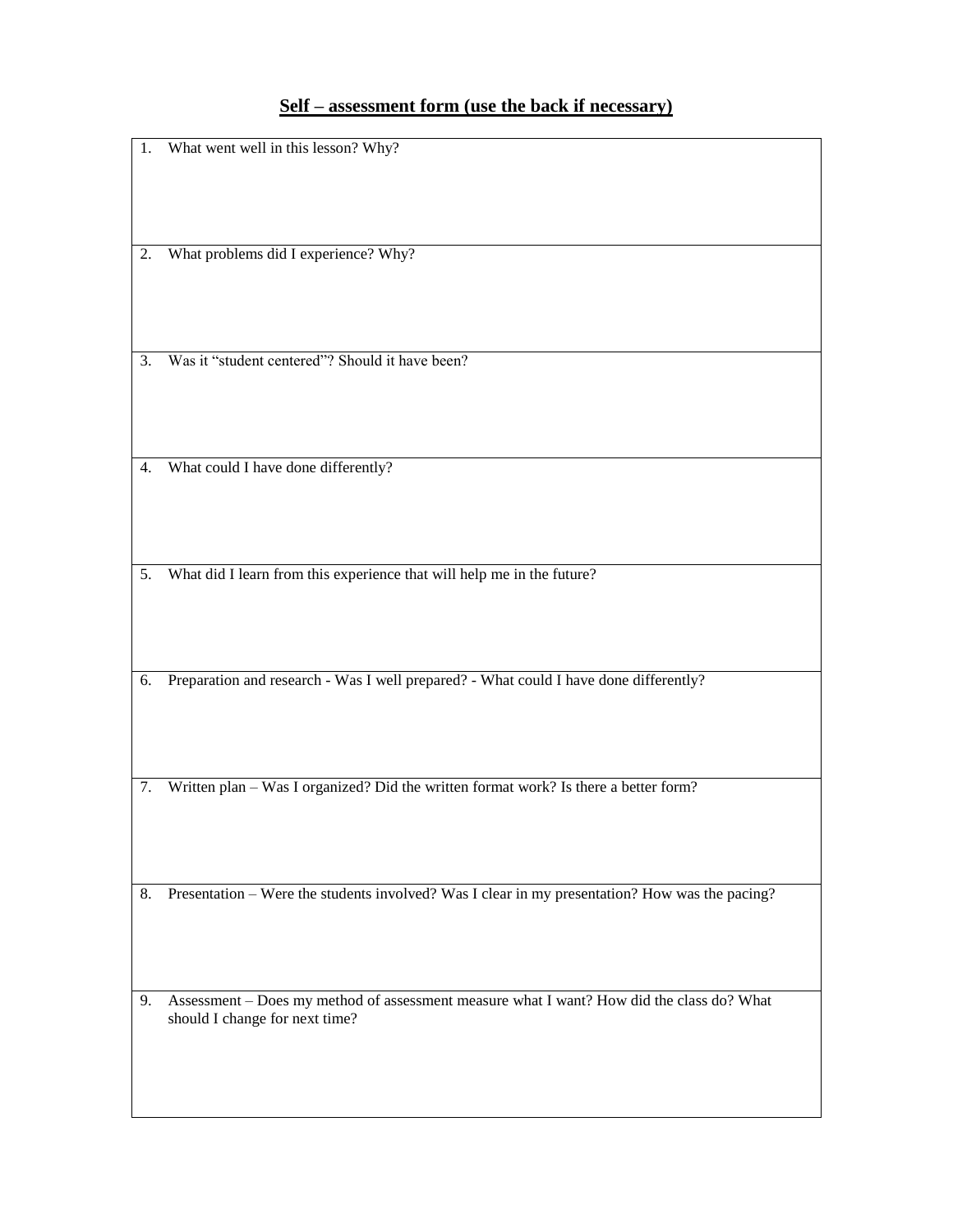## <u>**Self – assessment form (use the back if necessary)**</u>

| | |
|---|---|
| 1. | What went well in this lesson? Why? |
| 2. | What problems did I experience? Why? |
| 3. | Was it "student centered"? Should it have been? |
| 4. | What could I have done differently? |
| 5. | What did I learn from this experience that will help me in the future? |
| 6. | Preparation and research - Was I well prepared? - What could I have done differently? |
| 7. | Written plan – Was I organized? Did the written format work? Is there a better form? |
| 8. | Presentation – Were the students involved? Was I clear in my presentation? How was the pacing? |
| 9. | Assessment – Does my method of assessment measure what I want? How did the class do? What should I change for next time? |